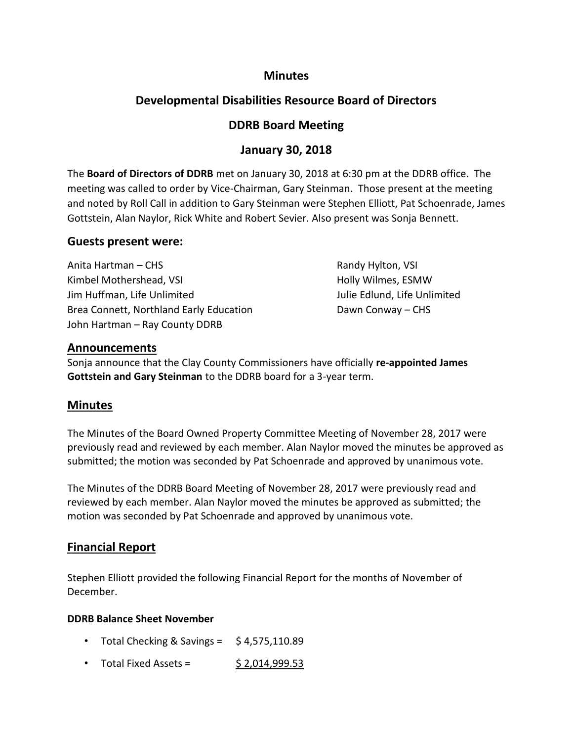# Minutes

## Developmental Disabilities Resource Board of Directors

## DDRB Board Meeting

## January 30, 2018

The **Board of Directors of DDRB** met on January 30, 2018 at 6:30 pm at the DDRB office. The meeting was called to order by Vice-Chairman, Gary Steinman. Those present at the meeting and noted by Roll Call in addition to Gary Steinman were Stephen Elliott, Pat Schoenrade, James Gottstein, Alan Naylor, Rick White and Robert Sevier. Also present was Sonja Bennett.

### Guests present were:

Anita Hartman – CHS
Kimbel Mothershead, VSI
Jim Huffman, Life Unlimited
Brea Connett, Northland Early Education
John Hartman – Ray County DDRB
Randy Hylton, VSI
Holly Wilmes, ESMW
Julie Edlund, Life Unlimited
Dawn Conway – CHS

### Announcements

Sonja announce that the Clay County Commissioners have officially **re-appointed James Gottstein and Gary Steinman** to the DDRB board for a 3-year term.

## Minutes

The Minutes of the Board Owned Property Committee Meeting of November 28, 2017 were previously read and reviewed by each member. Alan Naylor moved the minutes be approved as submitted; the motion was seconded by Pat Schoenrade and approved by unanimous vote.

The Minutes of the DDRB Board Meeting of November 28, 2017 were previously read and reviewed by each member. Alan Naylor moved the minutes be approved as submitted; the motion was seconded by Pat Schoenrade and approved by unanimous vote.

## Financial Report

Stephen Elliott provided the following Financial Report for the months of November of December.

**DDRB Balance Sheet November**

- Total Checking & Savings = $ 4,575,110.89
- Total Fixed Assets = $ 2,014,999.53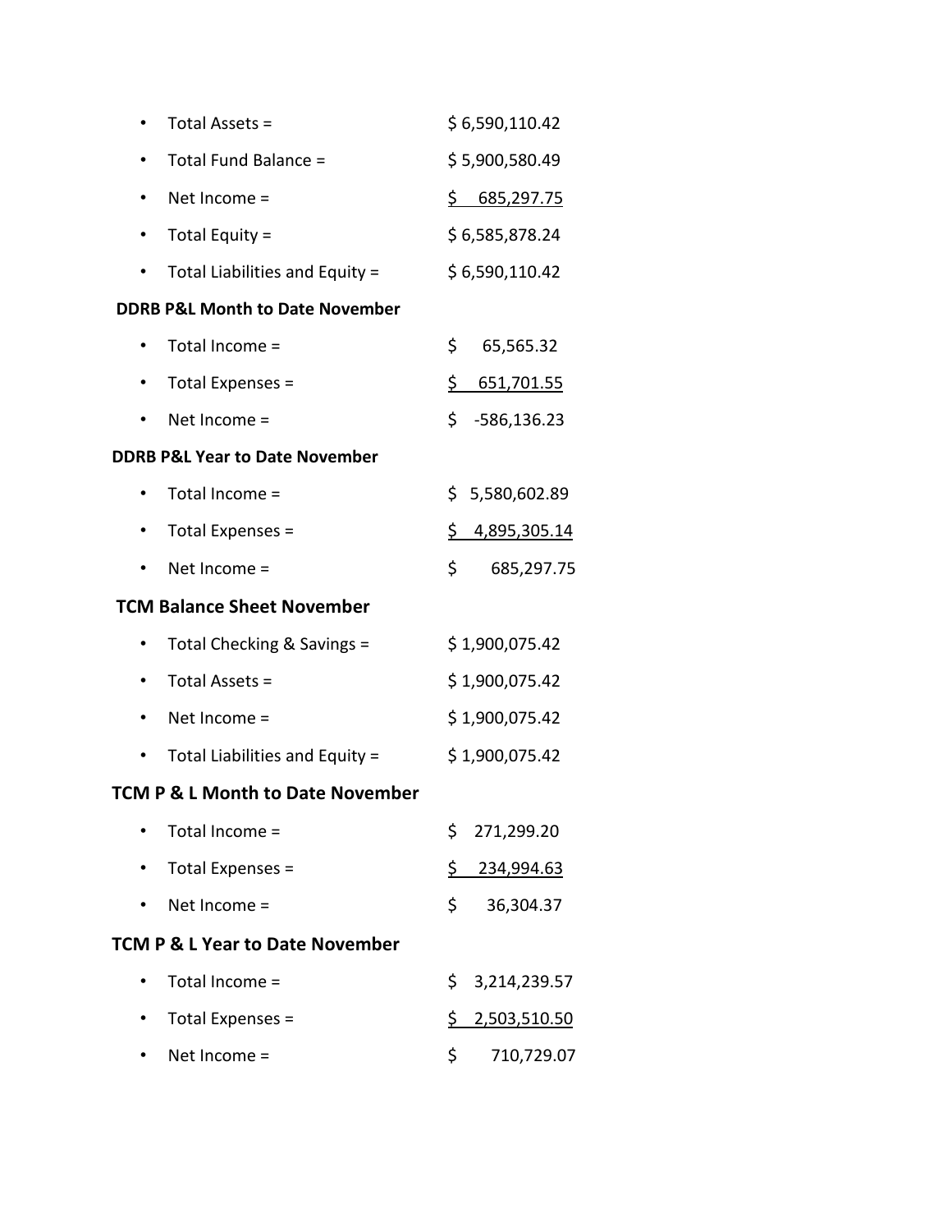- Total Assets = $ 6,590,110.42
- Total Fund Balance = $ 5,900,580.49
- Net Income = $ 685,297.75
- Total Equity = $ 6,585,878.24
- Total Liabilities and Equity = $ 6,590,110.42

**DDRB P&L Month to Date November**

- Total Income = $ 65,565.32
- Total Expenses = $ 651,701.55
- Net Income = $ -586,136.23

**DDRB P&L Year to Date November**

- Total Income = $ 5,580,602.89
- Total Expenses = $ 4,895,305.14
- Net Income = $ 685,297.75

**TCM Balance Sheet November**

- Total Checking & Savings = $ 1,900,075.42
- Total Assets = $ 1,900,075.42
- Net Income = $ 1,900,075.42
- Total Liabilities and Equity = $ 1,900,075.42

**TCM P & L Month to Date November**

- Total Income = $ 271,299.20
- Total Expenses = $ 234,994.63
- Net Income = $ 36,304.37

**TCM P & L Year to Date November**

- Total Income = $ 3,214,239.57
- Total Expenses = $ 2,503,510.50
- Net Income = $ 710,729.07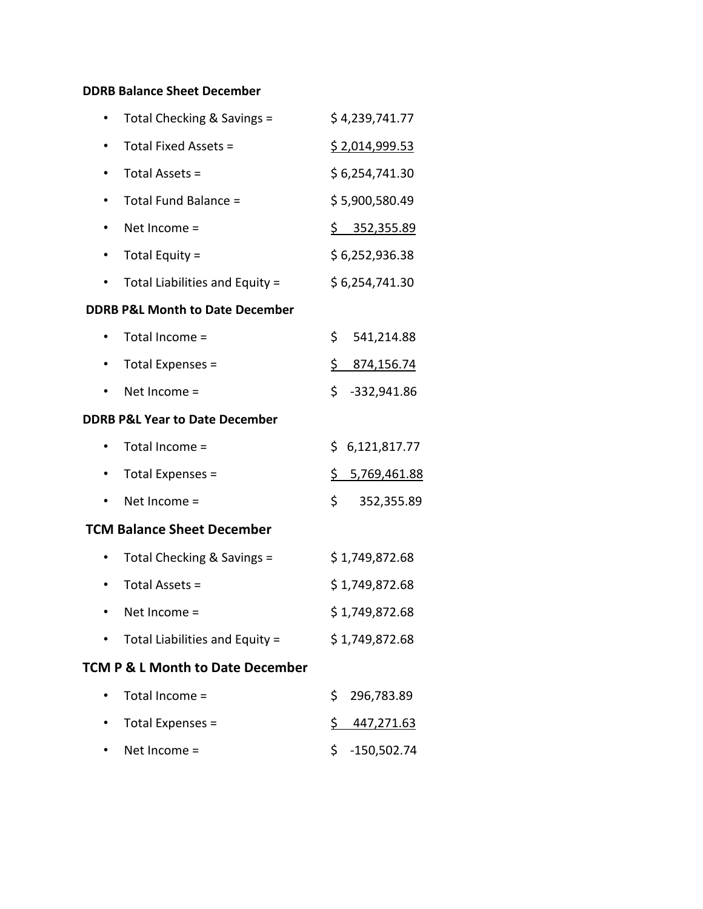**DDRB Balance Sheet December**

- Total Checking & Savings = $ 4,239,741.77
- Total Fixed Assets = $ 2,014,999.53
- Total Assets = $ 6,254,741.30
- Total Fund Balance = $ 5,900,580.49
- Net Income = $ 352,355.89
- Total Equity = $ 6,252,936.38
- Total Liabilities and Equity = $ 6,254,741.30

**DDRB P&L Month to Date December**

- Total Income = $ 541,214.88
- Total Expenses = $ 874,156.74
- Net Income = $ -332,941.86

**DDRB P&L Year to Date December**

- Total Income = $ 6,121,817.77
- Total Expenses = $ 5,769,461.88
- Net Income = $ 352,355.89

**TCM Balance Sheet December**

- Total Checking & Savings = $ 1,749,872.68
- Total Assets = $ 1,749,872.68
- Net Income = $ 1,749,872.68
- Total Liabilities and Equity = $ 1,749,872.68

**TCM P & L Month to Date December**

- Total Income = $ 296,783.89
- Total Expenses = $ 447,271.63
- Net Income = $ -150,502.74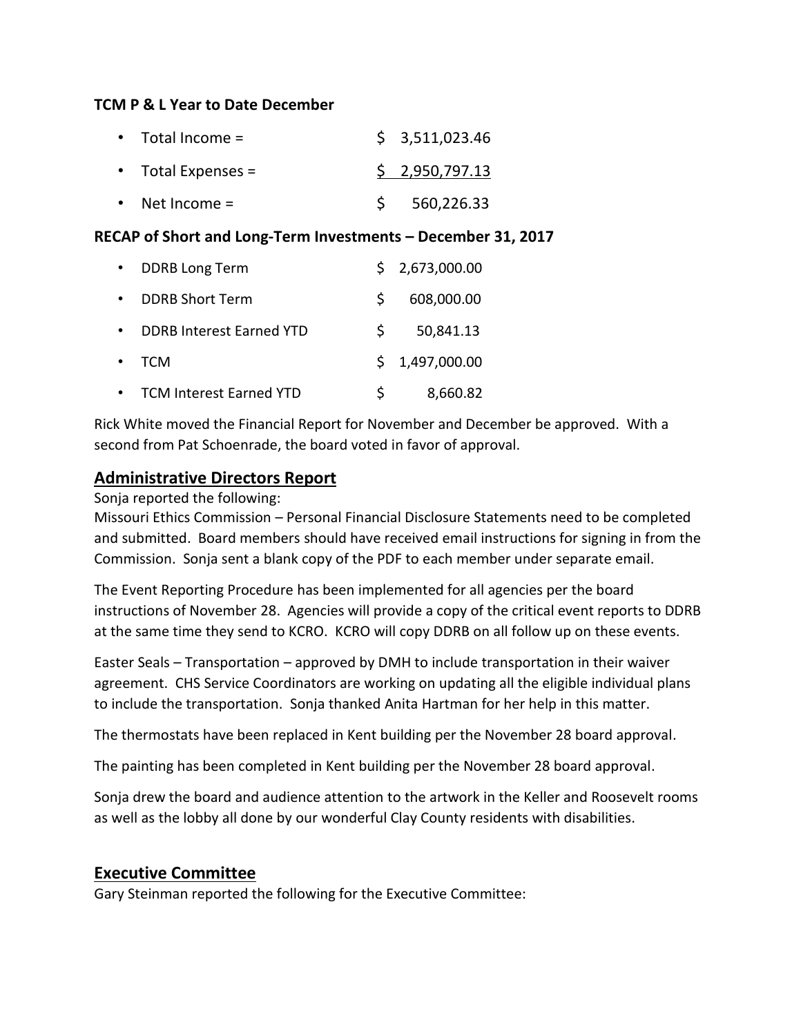**TCM P & L Year to Date December**

- Total Income = $ 3,511,023.46
- Total Expenses = $ 2,950,797.13
- Net Income = $ 560,226.33

**RECAP of Short and Long-Term Investments – December 31, 2017**

- DDRB Long Term $ 2,673,000.00
- DDRB Short Term $ 608,000.00
- DDRB Interest Earned YTD $ 50,841.13
- TCM $ 1,497,000.00
- TCM Interest Earned YTD $ 8,660.82

Rick White moved the Financial Report for November and December be approved. With a second from Pat Schoenrade, the board voted in favor of approval.

## Administrative Directors Report

Sonja reported the following:
Missouri Ethics Commission – Personal Financial Disclosure Statements need to be completed and submitted. Board members should have received email instructions for signing in from the Commission. Sonja sent a blank copy of the PDF to each member under separate email.

The Event Reporting Procedure has been implemented for all agencies per the board instructions of November 28. Agencies will provide a copy of the critical event reports to DDRB at the same time they send to KCRO. KCRO will copy DDRB on all follow up on these events.

Easter Seals – Transportation – approved by DMH to include transportation in their waiver agreement. CHS Service Coordinators are working on updating all the eligible individual plans to include the transportation. Sonja thanked Anita Hartman for her help in this matter.

The thermostats have been replaced in Kent building per the November 28 board approval.

The painting has been completed in Kent building per the November 28 board approval.

Sonja drew the board and audience attention to the artwork in the Keller and Roosevelt rooms as well as the lobby all done by our wonderful Clay County residents with disabilities.

## Executive Committee

Gary Steinman reported the following for the Executive Committee: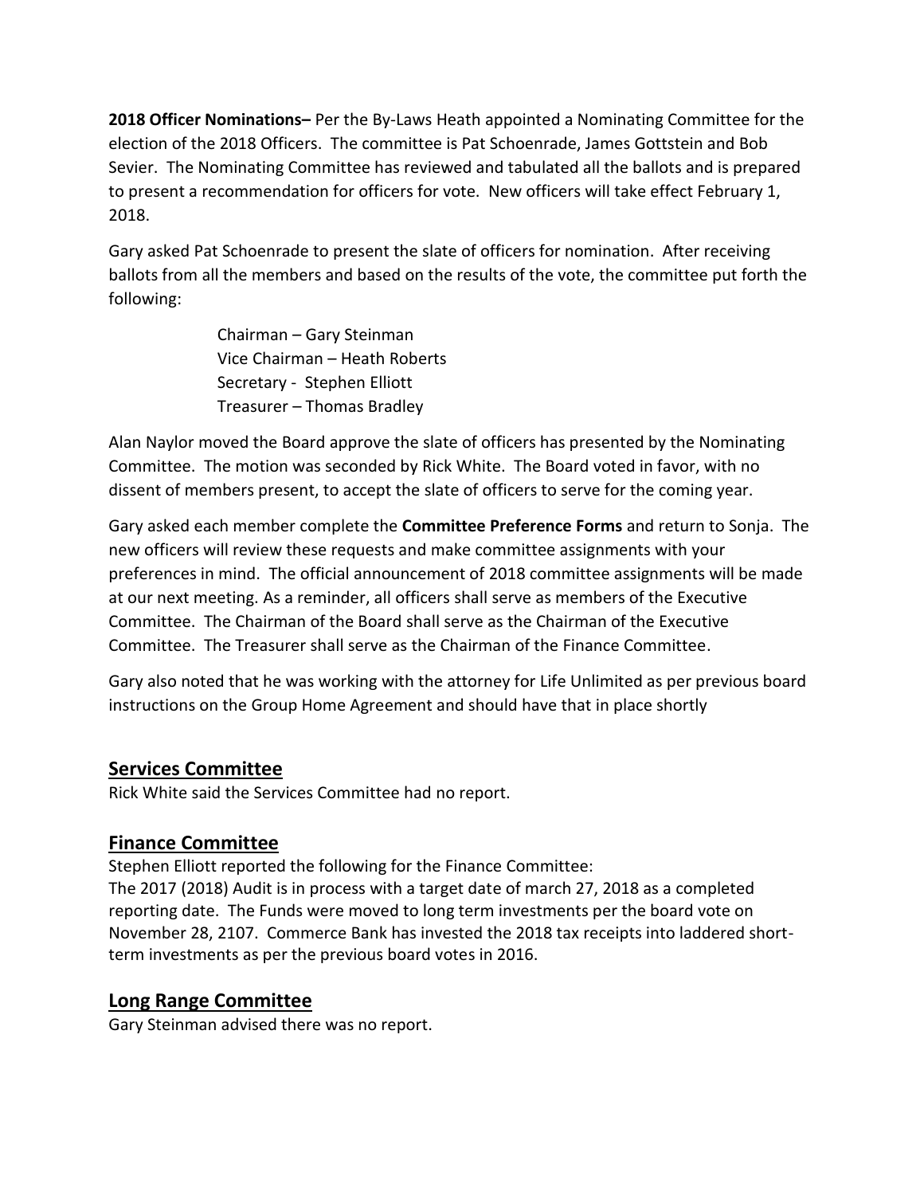**2018 Officer Nominations–** Per the By-Laws Heath appointed a Nominating Committee for the election of the 2018 Officers. The committee is Pat Schoenrade, James Gottstein and Bob Sevier. The Nominating Committee has reviewed and tabulated all the ballots and is prepared to present a recommendation for officers for vote. New officers will take effect February 1, 2018.

Gary asked Pat Schoenrade to present the slate of officers for nomination. After receiving ballots from all the members and based on the results of the vote, the committee put forth the following:

Chairman – Gary Steinman
Vice Chairman – Heath Roberts
Secretary - Stephen Elliott
Treasurer – Thomas Bradley

Alan Naylor moved the Board approve the slate of officers has presented by the Nominating Committee. The motion was seconded by Rick White. The Board voted in favor, with no dissent of members present, to accept the slate of officers to serve for the coming year.

Gary asked each member complete the **Committee Preference Forms** and return to Sonja. The new officers will review these requests and make committee assignments with your preferences in mind. The official announcement of 2018 committee assignments will be made at our next meeting. As a reminder, all officers shall serve as members of the Executive Committee. The Chairman of the Board shall serve as the Chairman of the Executive Committee. The Treasurer shall serve as the Chairman of the Finance Committee.

Gary also noted that he was working with the attorney for Life Unlimited as per previous board instructions on the Group Home Agreement and should have that in place shortly

## Services Committee

Rick White said the Services Committee had no report.

## Finance Committee

Stephen Elliott reported the following for the Finance Committee:
The 2017 (2018) Audit is in process with a target date of march 27, 2018 as a completed reporting date. The Funds were moved to long term investments per the board vote on November 28, 2107. Commerce Bank has invested the 2018 tax receipts into laddered short-term investments as per the previous board votes in 2016.

## Long Range Committee

Gary Steinman advised there was no report.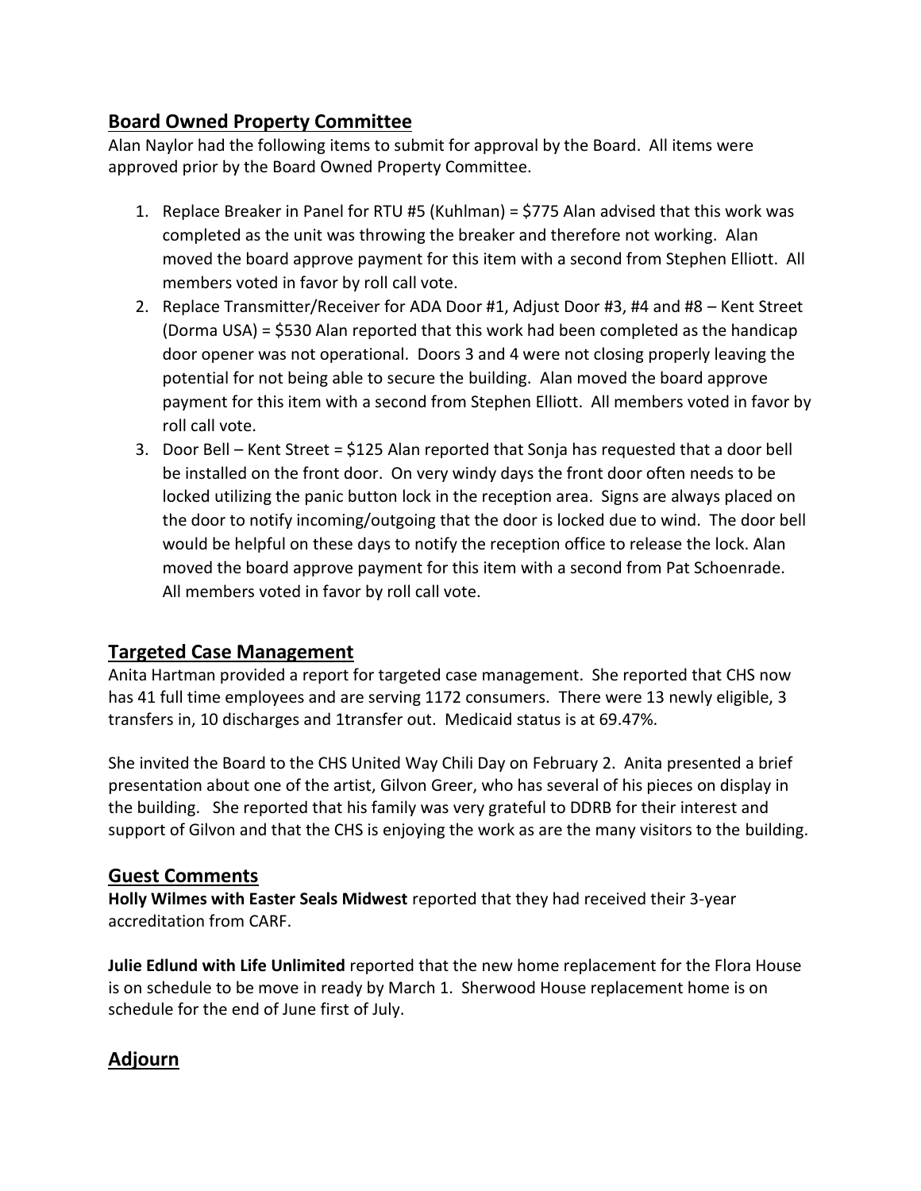## Board Owned Property Committee

Alan Naylor had the following items to submit for approval by the Board. All items were approved prior by the Board Owned Property Committee.

1. Replace Breaker in Panel for RTU #5 (Kuhlman) = $775 Alan advised that this work was completed as the unit was throwing the breaker and therefore not working. Alan moved the board approve payment for this item with a second from Stephen Elliott. All members voted in favor by roll call vote.
2. Replace Transmitter/Receiver for ADA Door #1, Adjust Door #3, #4 and #8 – Kent Street (Dorma USA) = $530 Alan reported that this work had been completed as the handicap door opener was not operational. Doors 3 and 4 were not closing properly leaving the potential for not being able to secure the building. Alan moved the board approve payment for this item with a second from Stephen Elliott. All members voted in favor by roll call vote.
3. Door Bell – Kent Street = $125 Alan reported that Sonja has requested that a door bell be installed on the front door. On very windy days the front door often needs to be locked utilizing the panic button lock in the reception area. Signs are always placed on the door to notify incoming/outgoing that the door is locked due to wind. The door bell would be helpful on these days to notify the reception office to release the lock. Alan moved the board approve payment for this item with a second from Pat Schoenrade. All members voted in favor by roll call vote.

## Targeted Case Management

Anita Hartman provided a report for targeted case management. She reported that CHS now has 41 full time employees and are serving 1172 consumers. There were 13 newly eligible, 3 transfers in, 10 discharges and 1transfer out. Medicaid status is at 69.47%.

She invited the Board to the CHS United Way Chili Day on February 2. Anita presented a brief presentation about one of the artist, Gilvon Greer, who has several of his pieces on display in the building. She reported that his family was very grateful to DDRB for their interest and support of Gilvon and that the CHS is enjoying the work as are the many visitors to the building.

## Guest Comments

**Holly Wilmes with Easter Seals Midwest** reported that they had received their 3-year accreditation from CARF.

**Julie Edlund with Life Unlimited** reported that the new home replacement for the Flora House is on schedule to be move in ready by March 1. Sherwood House replacement home is on schedule for the end of June first of July.

## Adjourn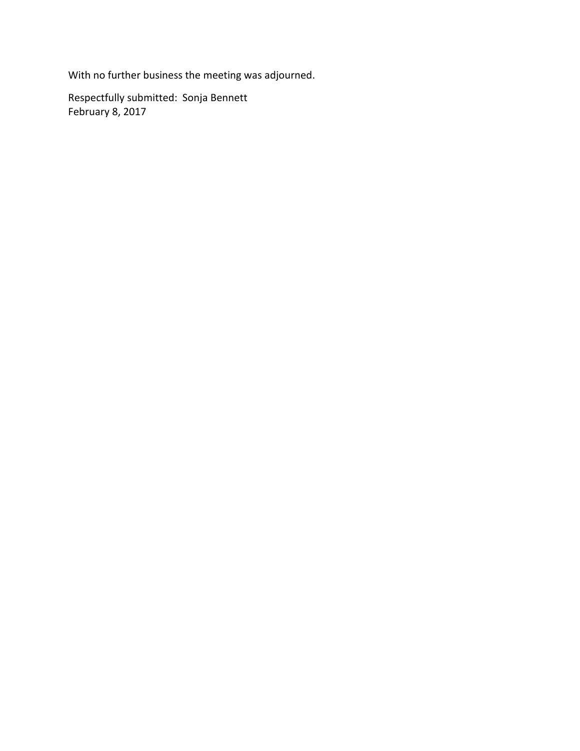With no further business the meeting was adjourned.

Respectfully submitted: Sonja Bennett
February 8, 2017